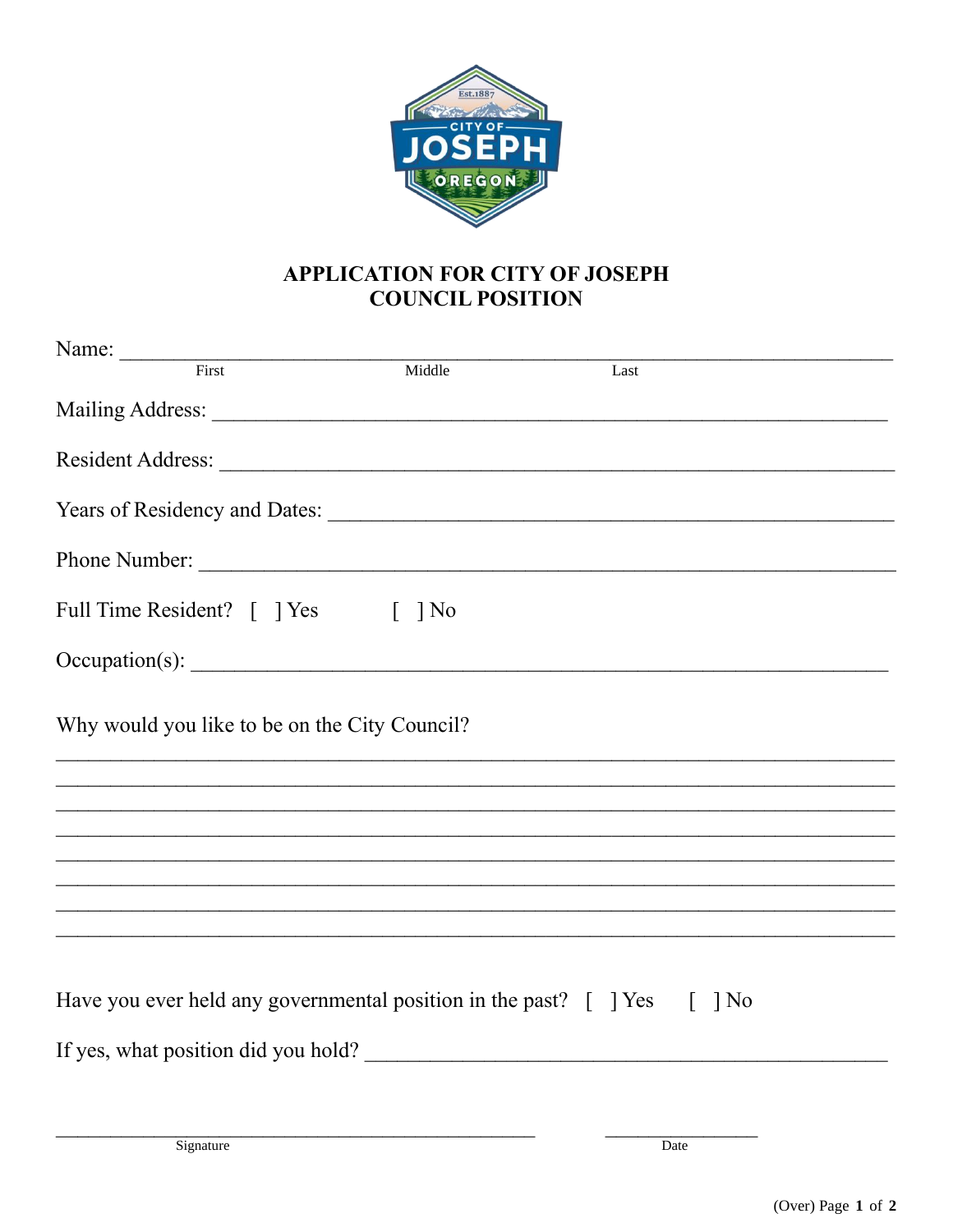# APPLICATION FOR CITY OF JOSEPH COUNCIL POSITION

Name: ________________________________________________________________
First                    Middle                    Last

Mailing Address: ________________________________________________________

Resident Address: _______________________________________________________

Years of Residency and Dates: ____________________________________________

Phone Number: _________________________________________________________

Full Time Resident?  [ ] Yes    [ ] No

Occupation(s): __________________________________________________________

Why would you like to be on the City Council?

______________________________________________________________________
______________________________________________________________________
______________________________________________________________________
______________________________________________________________________
______________________________________________________________________
______________________________________________________________________
______________________________________________________________________
______________________________________________________________________

Have you ever held any governmental position in the past?  [ ] Yes    [ ] No

If yes, what position did you hold? ______________________________________

_________________________________________    _______________
Signature                                                        Date

(Over)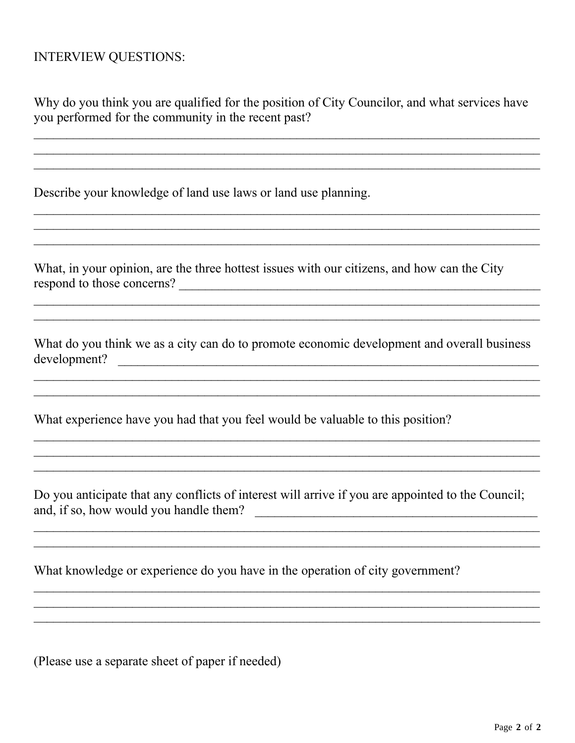INTERVIEW QUESTIONS:

Why do you think you are qualified for the position of City Councilor, and what services have you performed for the community in the recent past?

______________________________________________________________________________
______________________________________________________________________________
______________________________________________________________________________

Describe your knowledge of land use laws or land use planning.

______________________________________________________________________________
______________________________________________________________________________
______________________________________________________________________________

What, in your opinion, are the three hottest issues with our citizens, and how can the City respond to those concerns? ___________________________________________________________
______________________________________________________________________________
______________________________________________________________________________

What do you think we as a city can do to promote economic development and overall business development? ____________________________________________________________________
______________________________________________________________________________
______________________________________________________________________________

What experience have you had that you feel would be valuable to this position?

______________________________________________________________________________
______________________________________________________________________________
______________________________________________________________________________

Do you anticipate that any conflicts of interest will arrive if you are appointed to the Council; and, if so, how would you handle them? ____________________________________________
______________________________________________________________________________
______________________________________________________________________________

What knowledge or experience do you have in the operation of city government?

______________________________________________________________________________
______________________________________________________________________________
______________________________________________________________________________

(Please use a separate sheet of paper if needed)